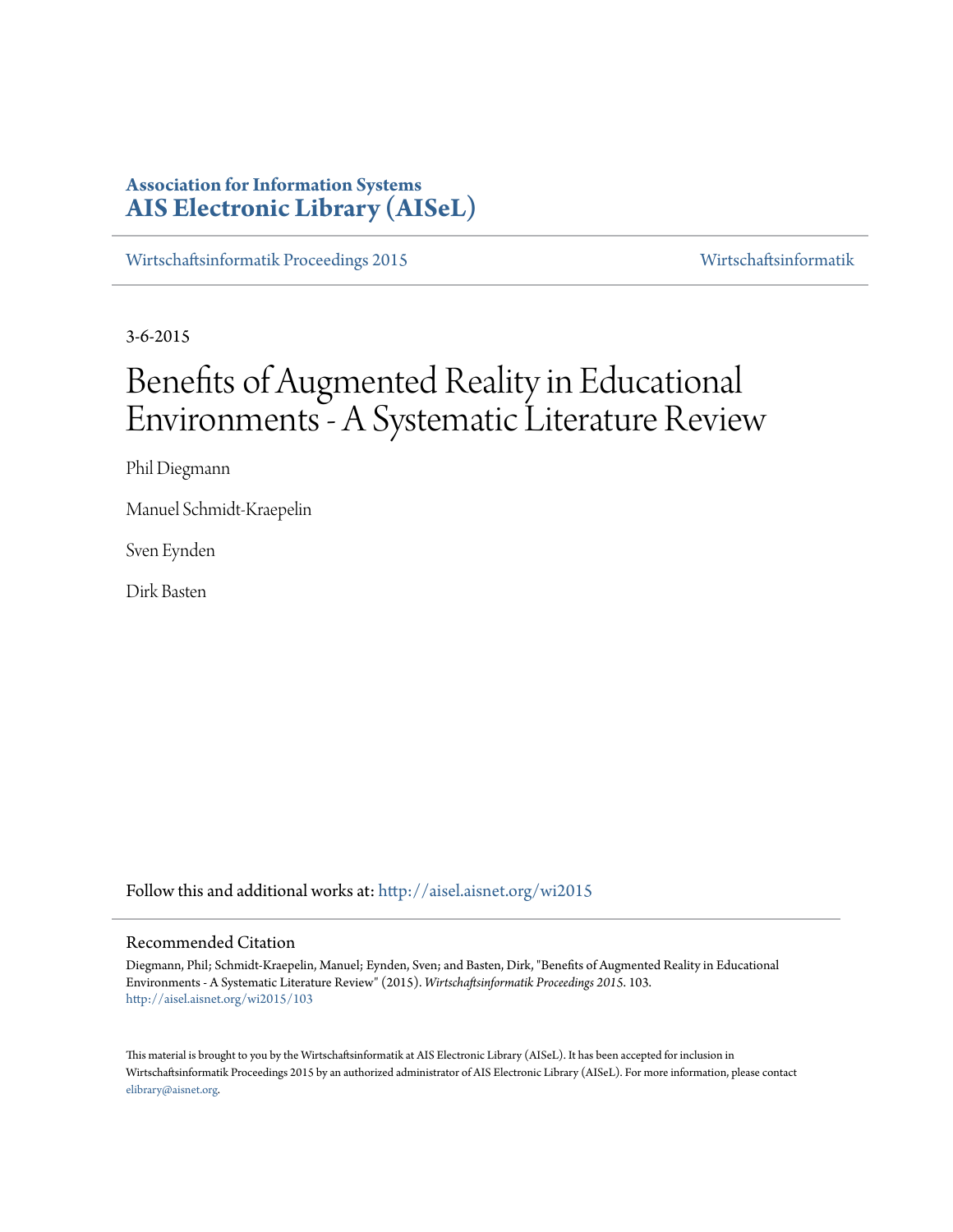**Association for Information Systems**
**AIS Electronic Library (AISeL)**

Wirtschaftsinformatik Proceedings 2015 | Wirtschaftsinformatik

3-6-2015

# Benefits of Augmented Reality in Educational Environments - A Systematic Literature Review

Phil Diegmann

Manuel Schmidt-Kraepelin

Sven Eynden

Dirk Basten

Follow this and additional works at: http://aisel.aisnet.org/wi2015

## Recommended Citation

Diegmann, Phil; Schmidt-Kraepelin, Manuel; Eynden, Sven; and Basten, Dirk, "Benefits of Augmented Reality in Educational Environments - A Systematic Literature Review" (2015). *Wirtschaftsinformatik Proceedings 2015*. 103.
http://aisel.aisnet.org/wi2015/103

This material is brought to you by the Wirtschaftsinformatik at AIS Electronic Library (AISeL). It has been accepted for inclusion in Wirtschaftsinformatik Proceedings 2015 by an authorized administrator of AIS Electronic Library (AISeL). For more information, please contact elibrary@aisnet.org.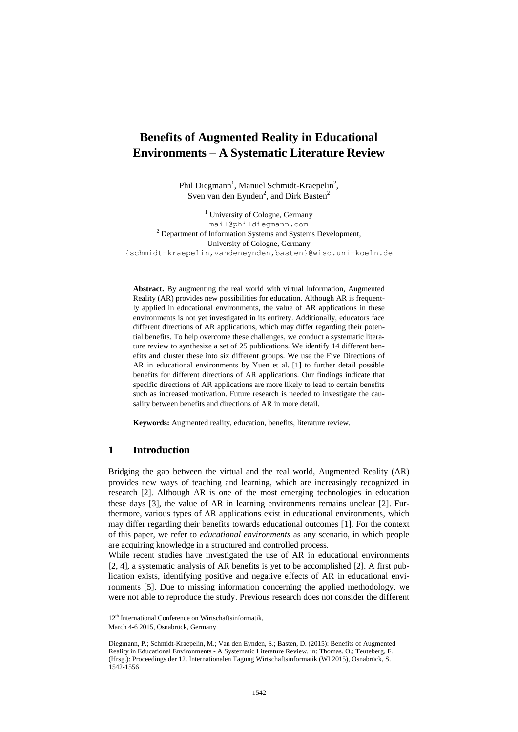# Benefits of Augmented Reality in Educational Environments – A Systematic Literature Review

Phil Diegmann[1], Manuel Schmidt-Kraepelin[2], Sven van den Eynden[2], and Dirk Basten[2]

[1] University of Cologne, Germany
mail@phildiegmann.com
[2] Department of Information Systems and Systems Development, University of Cologne, Germany
{schmidt-kraepelin,vandeneynden,basten}@wiso.uni-koeln.de

**Abstract.** By augmenting the real world with virtual information, Augmented Reality (AR) provides new possibilities for education. Although AR is frequently applied in educational environments, the value of AR applications in these environments is not yet investigated in its entirety. Additionally, educators face different directions of AR applications, which may differ regarding their potential benefits. To help overcome these challenges, we conduct a systematic literature review to synthesize a set of 25 publications. We identify 14 different benefits and cluster these into six different groups. We use the Five Directions of AR in educational environments by Yuen et al. [1] to further detail possible benefits for different directions of AR applications. Our findings indicate that specific directions of AR applications are more likely to lead to certain benefits such as increased motivation. Future research is needed to investigate the causality between benefits and directions of AR in more detail.

**Keywords:** Augmented reality, education, benefits, literature review.

## 1 Introduction

Bridging the gap between the virtual and the real world, Augmented Reality (AR) provides new ways of teaching and learning, which are increasingly recognized in research [2]. Although AR is one of the most emerging technologies in education these days [3], the value of AR in learning environments remains unclear [2]. Furthermore, various types of AR applications exist in educational environments, which may differ regarding their benefits towards educational outcomes [1]. For the context of this paper, we refer to *educational environments* as any scenario, in which people are acquiring knowledge in a structured and controlled process.

While recent studies have investigated the use of AR in educational environments [2, 4], a systematic analysis of AR benefits is yet to be accomplished [2]. A first publication exists, identifying positive and negative effects of AR in educational environments [5]. Due to missing information concerning the applied methodology, we were not able to reproduce the study. Previous research does not consider the different

12th International Conference on Wirtschaftsinformatik,
March 4-6 2015, Osnabrück, Germany

Diegmann, P.; Schmidt-Kraepelin, M.; Van den Eynden, S.; Basten, D. (2015): Benefits of Augmented Reality in Educational Environments - A Systematic Literature Review, in: Thomas. O.; Teuteberg, F. (Hrsg.): Proceedings der 12. Internationalen Tagung Wirtschaftsinformatik (WI 2015), Osnabrück, S. 1542-1556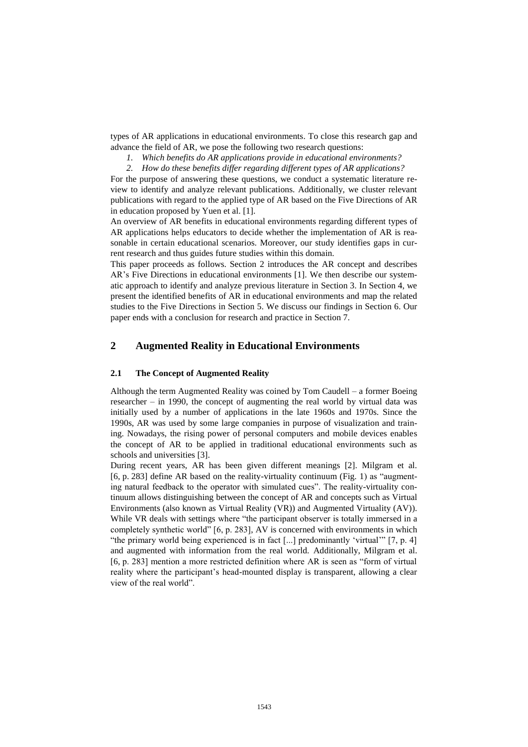types of AR applications in educational environments. To close this research gap and advance the field of AR, we pose the following two research questions:

1. *Which benefits do AR applications provide in educational environments?*
2. *How do these benefits differ regarding different types of AR applications?*

For the purpose of answering these questions, we conduct a systematic literature review to identify and analyze relevant publications. Additionally, we cluster relevant publications with regard to the applied type of AR based on the Five Directions of AR in education proposed by Yuen et al. [1].

An overview of AR benefits in educational environments regarding different types of AR applications helps educators to decide whether the implementation of AR is reasonable in certain educational scenarios. Moreover, our study identifies gaps in current research and thus guides future studies within this domain.

This paper proceeds as follows. Section 2 introduces the AR concept and describes AR's Five Directions in educational environments [1]. We then describe our systematic approach to identify and analyze previous literature in Section 3. In Section 4, we present the identified benefits of AR in educational environments and map the related studies to the Five Directions in Section 5. We discuss our findings in Section 6. Our paper ends with a conclusion for research and practice in Section 7.

## 2 Augmented Reality in Educational Environments

### 2.1 The Concept of Augmented Reality

Although the term Augmented Reality was coined by Tom Caudell – a former Boeing researcher – in 1990, the concept of augmenting the real world by virtual data was initially used by a number of applications in the late 1960s and 1970s. Since the 1990s, AR was used by some large companies in purpose of visualization and training. Nowadays, the rising power of personal computers and mobile devices enables the concept of AR to be applied in traditional educational environments such as schools and universities [3].

During recent years, AR has been given different meanings [2]. Milgram et al. [6, p. 283] define AR based on the reality-virtuality continuum (Fig. 1) as "augmenting natural feedback to the operator with simulated cues". The reality-virtuality continuum allows distinguishing between the concept of AR and concepts such as Virtual Environments (also known as Virtual Reality (VR)) and Augmented Virtuality (AV)). While VR deals with settings where "the participant observer is totally immersed in a completely synthetic world" [6, p. 283], AV is concerned with environments in which "the primary world being experienced is in fact [...] predominantly 'virtual'" [7, p. 4] and augmented with information from the real world. Additionally, Milgram et al. [6, p. 283] mention a more restricted definition where AR is seen as "form of virtual reality where the participant's head-mounted display is transparent, allowing a clear view of the real world".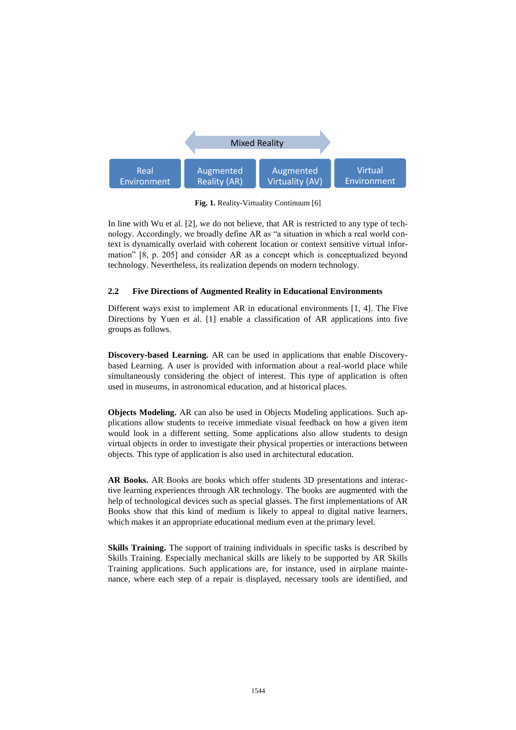Mixed Reality

Real Environment | Augmented Reality (AR) | Augmented Virtuality (AV) | Virtual Environment

**Fig. 1.** Reality-Virtuality Continuum [6]

In line with Wu et al. [2], we do not believe, that AR is restricted to any type of technology. Accordingly, we broadly define AR as "a situation in which a real world context is dynamically overlaid with coherent location or context sensitive virtual information" [8, p. 205] and consider AR as a concept which is conceptualized beyond technology. Nevertheless, its realization depends on modern technology.

### 2.2 Five Directions of Augmented Reality in Educational Environments

Different ways exist to implement AR in educational environments [1, 4]. The Five Directions by Yuen et al. [1] enable a classification of AR applications into five groups as follows.

**Discovery-based Learning.** AR can be used in applications that enable Discovery-based Learning. A user is provided with information about a real-world place while simultaneously considering the object of interest. This type of application is often used in museums, in astronomical education, and at historical places.

**Objects Modeling.** AR can also be used in Objects Modeling applications. Such applications allow students to receive immediate visual feedback on how a given item would look in a different setting. Some applications also allow students to design virtual objects in order to investigate their physical properties or interactions between objects. This type of application is also used in architectural education.

**AR Books.** AR Books are books which offer students 3D presentations and interactive learning experiences through AR technology. The books are augmented with the help of technological devices such as special glasses. The first implementations of AR Books show that this kind of medium is likely to appeal to digital native learners, which makes it an appropriate educational medium even at the primary level.

**Skills Training.** The support of training individuals in specific tasks is described by Skills Training. Especially mechanical skills are likely to be supported by AR Skills Training applications. Such applications are, for instance, used in airplane maintenance, where each step of a repair is displayed, necessary tools are identified, and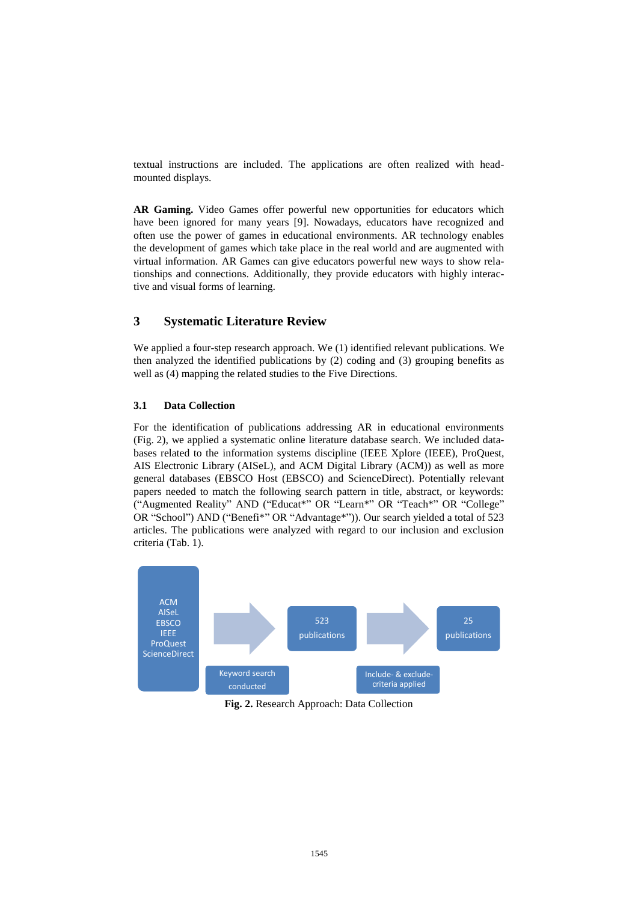textual instructions are included. The applications are often realized with head-mounted displays.

**AR Gaming.** Video Games offer powerful new opportunities for educators which have been ignored for many years [9]. Nowadays, educators have recognized and often use the power of games in educational environments. AR technology enables the development of games which take place in the real world and are augmented with virtual information. AR Games can give educators powerful new ways to show relationships and connections. Additionally, they provide educators with highly interactive and visual forms of learning.

## 3 Systematic Literature Review

We applied a four-step research approach. We (1) identified relevant publications. We then analyzed the identified publications by (2) coding and (3) grouping benefits as well as (4) mapping the related studies to the Five Directions.

### 3.1 Data Collection

For the identification of publications addressing AR in educational environments (Fig. 2), we applied a systematic online literature database search. We included databases related to the information systems discipline (IEEE Xplore (IEEE), ProQuest, AIS Electronic Library (AISeL), and ACM Digital Library (ACM)) as well as more general databases (EBSCO Host (EBSCO) and ScienceDirect). Potentially relevant papers needed to match the following search pattern in title, abstract, or keywords: (“Augmented Reality” AND (“Educat*” OR “Learn*” OR “Teach*” OR “College” OR “School”) AND (“Benefi*” OR “Advantage*”)). Our search yielded a total of 523 articles. The publications were analyzed with regard to our inclusion and exclusion criteria (Tab. 1).

ACM
AISeL
EBSCO
IEEE
ProQuest
ScienceDirect

Keyword search conducted

523 publications

Include- & exclude-criteria applied

25 publications

**Fig. 2.** Research Approach: Data Collection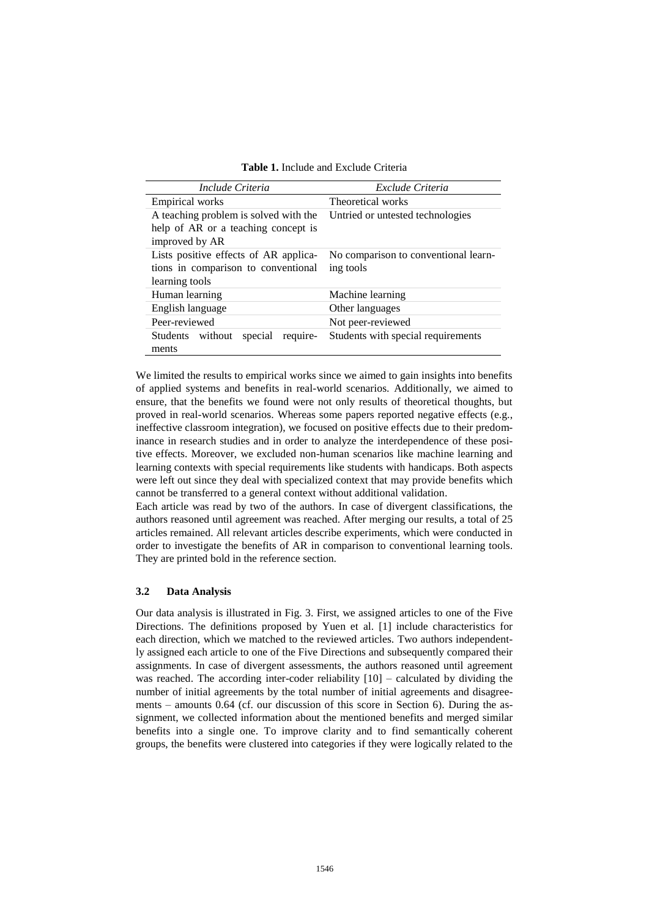**Table 1.** Include and Exclude Criteria

| *Include Criteria* | *Exclude Criteria* |
|---|---|
| Empirical works | Theoretical works |
| A teaching problem is solved with the help of AR or a teaching concept is improved by AR | Untried or untested technologies |
| Lists positive effects of AR applications in comparison to conventional learning tools | No comparison to conventional learning tools |
| Human learning | Machine learning |
| English language | Other languages |
| Peer-reviewed | Not peer-reviewed |
| Students without special requirements | Students with special requirements |

We limited the results to empirical works since we aimed to gain insights into benefits of applied systems and benefits in real-world scenarios. Additionally, we aimed to ensure, that the benefits we found were not only results of theoretical thoughts, but proved in real-world scenarios. Whereas some papers reported negative effects (e.g., ineffective classroom integration), we focused on positive effects due to their predominance in research studies and in order to analyze the interdependence of these positive effects. Moreover, we excluded non-human scenarios like machine learning and learning contexts with special requirements like students with handicaps. Both aspects were left out since they deal with specialized context that may provide benefits which cannot be transferred to a general context without additional validation.

Each article was read by two of the authors. In case of divergent classifications, the authors reasoned until agreement was reached. After merging our results, a total of 25 articles remained. All relevant articles describe experiments, which were conducted in order to investigate the benefits of AR in comparison to conventional learning tools. They are printed bold in the reference section.

### 3.2 Data Analysis

Our data analysis is illustrated in Fig. 3. First, we assigned articles to one of the Five Directions. The definitions proposed by Yuen et al. [1] include characteristics for each direction, which we matched to the reviewed articles. Two authors independently assigned each article to one of the Five Directions and subsequently compared their assignments. In case of divergent assessments, the authors reasoned until agreement was reached. The according inter-coder reliability [10] – calculated by dividing the number of initial agreements by the total number of initial agreements and disagreements – amounts 0.64 (cf. our discussion of this score in Section 6). During the assignment, we collected information about the mentioned benefits and merged similar benefits into a single one. To improve clarity and to find semantically coherent groups, the benefits were clustered into categories if they were logically related to the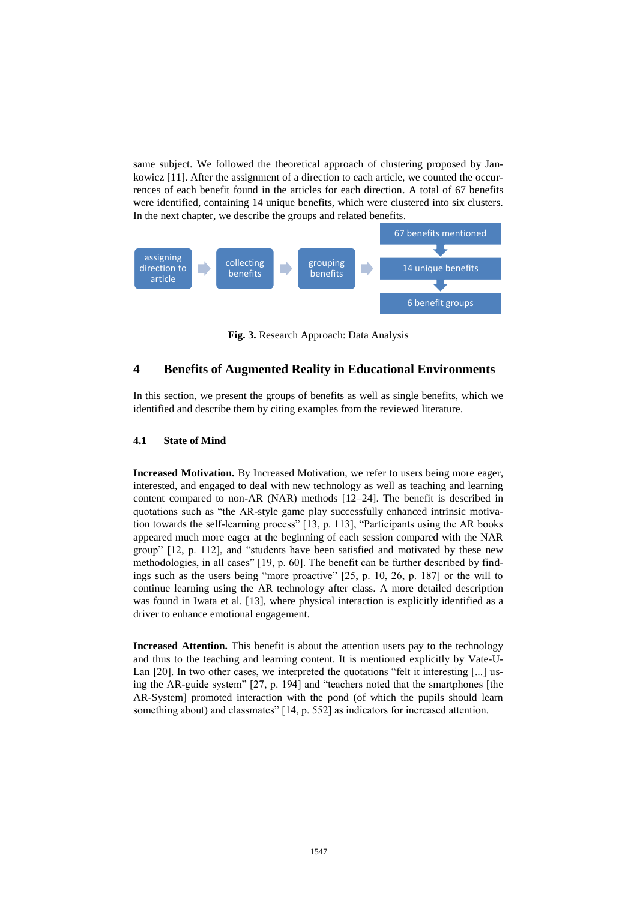same subject. We followed the theoretical approach of clustering proposed by Jankowicz [11]. After the assignment of a direction to each article, we counted the occurrences of each benefit found in the articles for each direction. A total of 67 benefits were identified, containing 14 unique benefits, which were clustered into six clusters. In the next chapter, we describe the groups and related benefits.

assigning direction to article → collecting benefits → grouping benefits → 67 benefits mentioned → 14 unique benefits → 6 benefit groups

**Fig. 3.** Research Approach: Data Analysis

## 4 Benefits of Augmented Reality in Educational Environments

In this section, we present the groups of benefits as well as single benefits, which we identified and describe them by citing examples from the reviewed literature.

### 4.1 State of Mind

**Increased Motivation.** By Increased Motivation, we refer to users being more eager, interested, and engaged to deal with new technology as well as teaching and learning content compared to non-AR (NAR) methods [12–24]. The benefit is described in quotations such as "the AR-style game play successfully enhanced intrinsic motivation towards the self-learning process" [13, p. 113], "Participants using the AR books appeared much more eager at the beginning of each session compared with the NAR group" [12, p. 112], and "students have been satisfied and motivated by these new methodologies, in all cases" [19, p. 60]. The benefit can be further described by findings such as the users being "more proactive" [25, p. 10, 26, p. 187] or the will to continue learning using the AR technology after class. A more detailed description was found in Iwata et al. [13], where physical interaction is explicitly identified as a driver to enhance emotional engagement.

**Increased Attention.** This benefit is about the attention users pay to the technology and thus to the teaching and learning content. It is mentioned explicitly by Vate-U-Lan [20]. In two other cases, we interpreted the quotations "felt it interesting [...] using the AR-guide system" [27, p. 194] and "teachers noted that the smartphones [the AR-System] promoted interaction with the pond (of which the pupils should learn something about) and classmates" [14, p. 552] as indicators for increased attention.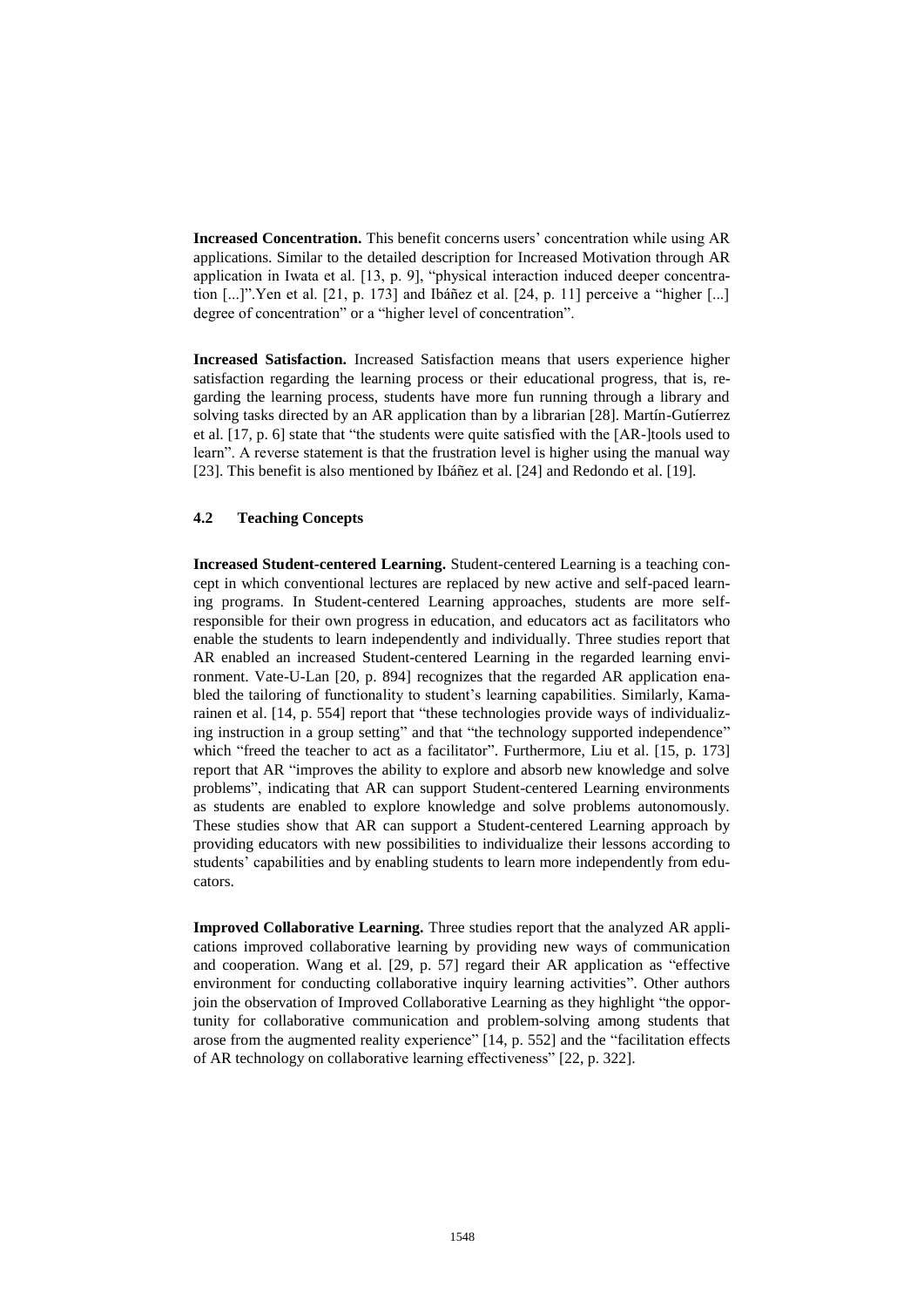**Increased Concentration.** This benefit concerns users' concentration while using AR applications. Similar to the detailed description for Increased Motivation through AR application in Iwata et al. [13, p. 9], "physical interaction induced deeper concentration [...]".Yen et al. [21, p. 173] and Ibáñez et al. [24, p. 11] perceive a "higher [...] degree of concentration" or a "higher level of concentration".

**Increased Satisfaction.** Increased Satisfaction means that users experience higher satisfaction regarding the learning process or their educational progress, that is, regarding the learning process, students have more fun running through a library and solving tasks directed by an AR application than by a librarian [28]. Martín-Gutíerrez et al. [17, p. 6] state that "the students were quite satisfied with the [AR-]tools used to learn". A reverse statement is that the frustration level is higher using the manual way [23]. This benefit is also mentioned by Ibáñez et al. [24] and Redondo et al. [19].

### 4.2 Teaching Concepts

**Increased Student-centered Learning.** Student-centered Learning is a teaching concept in which conventional lectures are replaced by new active and self-paced learning programs. In Student-centered Learning approaches, students are more self-responsible for their own progress in education, and educators act as facilitators who enable the students to learn independently and individually. Three studies report that AR enabled an increased Student-centered Learning in the regarded learning environment. Vate-U-Lan [20, p. 894] recognizes that the regarded AR application enabled the tailoring of functionality to student's learning capabilities. Similarly, Kamarainen et al. [14, p. 554] report that "these technologies provide ways of individualizing instruction in a group setting" and that "the technology supported independence" which "freed the teacher to act as a facilitator". Furthermore, Liu et al. [15, p. 173] report that AR "improves the ability to explore and absorb new knowledge and solve problems", indicating that AR can support Student-centered Learning environments as students are enabled to explore knowledge and solve problems autonomously. These studies show that AR can support a Student-centered Learning approach by providing educators with new possibilities to individualize their lessons according to students' capabilities and by enabling students to learn more independently from educators.

**Improved Collaborative Learning.** Three studies report that the analyzed AR applications improved collaborative learning by providing new ways of communication and cooperation. Wang et al. [29, p. 57] regard their AR application as "effective environment for conducting collaborative inquiry learning activities". Other authors join the observation of Improved Collaborative Learning as they highlight "the opportunity for collaborative communication and problem-solving among students that arose from the augmented reality experience" [14, p. 552] and the "facilitation effects of AR technology on collaborative learning effectiveness" [22, p. 322].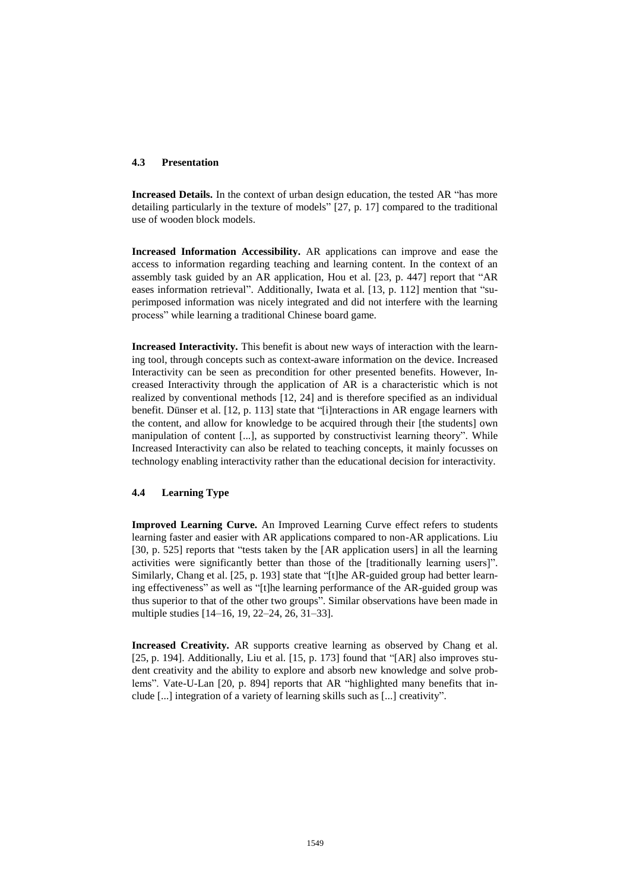### 4.3 Presentation

**Increased Details.** In the context of urban design education, the tested AR "has more detailing particularly in the texture of models" [27, p. 17] compared to the traditional use of wooden block models.

**Increased Information Accessibility.** AR applications can improve and ease the access to information regarding teaching and learning content. In the context of an assembly task guided by an AR application, Hou et al. [23, p. 447] report that "AR eases information retrieval". Additionally, Iwata et al. [13, p. 112] mention that "superimposed information was nicely integrated and did not interfere with the learning process" while learning a traditional Chinese board game.

**Increased Interactivity.** This benefit is about new ways of interaction with the learning tool, through concepts such as context-aware information on the device. Increased Interactivity can be seen as precondition for other presented benefits. However, Increased Interactivity through the application of AR is a characteristic which is not realized by conventional methods [12, 24] and is therefore specified as an individual benefit. Dünser et al. [12, p. 113] state that "[i]nteractions in AR engage learners with the content, and allow for knowledge to be acquired through their [the students] own manipulation of content [...], as supported by constructivist learning theory". While Increased Interactivity can also be related to teaching concepts, it mainly focusses on technology enabling interactivity rather than the educational decision for interactivity.

### 4.4 Learning Type

**Improved Learning Curve.** An Improved Learning Curve effect refers to students learning faster and easier with AR applications compared to non-AR applications. Liu [30, p. 525] reports that "tests taken by the [AR application users] in all the learning activities were significantly better than those of the [traditionally learning users]". Similarly, Chang et al. [25, p. 193] state that "[t]he AR-guided group had better learning effectiveness" as well as "[t]he learning performance of the AR-guided group was thus superior to that of the other two groups". Similar observations have been made in multiple studies [14–16, 19, 22–24, 26, 31–33].

**Increased Creativity.** AR supports creative learning as observed by Chang et al. [25, p. 194]. Additionally, Liu et al. [15, p. 173] found that "[AR] also improves student creativity and the ability to explore and absorb new knowledge and solve problems". Vate-U-Lan [20, p. 894] reports that AR "highlighted many benefits that include [...] integration of a variety of learning skills such as [...] creativity".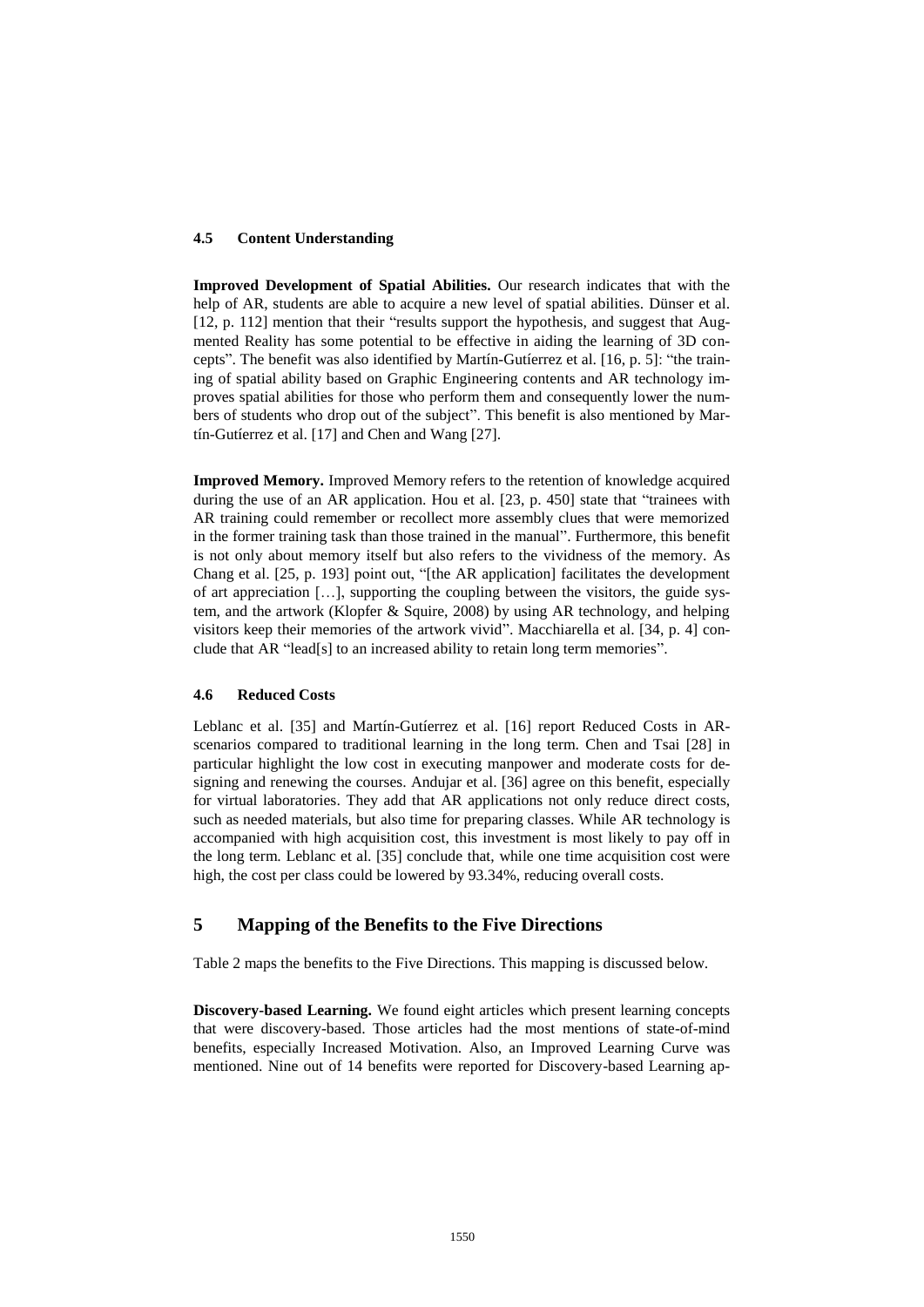### 4.5 Content Understanding

**Improved Development of Spatial Abilities.** Our research indicates that with the help of AR, students are able to acquire a new level of spatial abilities. Dünser et al. [12, p. 112] mention that their "results support the hypothesis, and suggest that Augmented Reality has some potential to be effective in aiding the learning of 3D concepts". The benefit was also identified by Martín-Gutíerrez et al. [16, p. 5]: "the training of spatial ability based on Graphic Engineering contents and AR technology improves spatial abilities for those who perform them and consequently lower the numbers of students who drop out of the subject". This benefit is also mentioned by Martín-Gutíerrez et al. [17] and Chen and Wang [27].

**Improved Memory.** Improved Memory refers to the retention of knowledge acquired during the use of an AR application. Hou et al. [23, p. 450] state that "trainees with AR training could remember or recollect more assembly clues that were memorized in the former training task than those trained in the manual". Furthermore, this benefit is not only about memory itself but also refers to the vividness of the memory. As Chang et al. [25, p. 193] point out, "[the AR application] facilitates the development of art appreciation […], supporting the coupling between the visitors, the guide system, and the artwork (Klopfer & Squire, 2008) by using AR technology, and helping visitors keep their memories of the artwork vivid". Macchiarella et al. [34, p. 4] conclude that AR "lead[s] to an increased ability to retain long term memories".

### 4.6 Reduced Costs

Leblanc et al. [35] and Martín-Gutíerrez et al. [16] report Reduced Costs in AR-scenarios compared to traditional learning in the long term. Chen and Tsai [28] in particular highlight the low cost in executing manpower and moderate costs for designing and renewing the courses. Andujar et al. [36] agree on this benefit, especially for virtual laboratories. They add that AR applications not only reduce direct costs, such as needed materials, but also time for preparing classes. While AR technology is accompanied with high acquisition cost, this investment is most likely to pay off in the long term. Leblanc et al. [35] conclude that, while one time acquisition cost were high, the cost per class could be lowered by 93.34%, reducing overall costs.

## 5 Mapping of the Benefits to the Five Directions

Table 2 maps the benefits to the Five Directions. This mapping is discussed below.

**Discovery-based Learning.** We found eight articles which present learning concepts that were discovery-based. Those articles had the most mentions of state-of-mind benefits, especially Increased Motivation. Also, an Improved Learning Curve was mentioned. Nine out of 14 benefits were reported for Discovery-based Learning ap-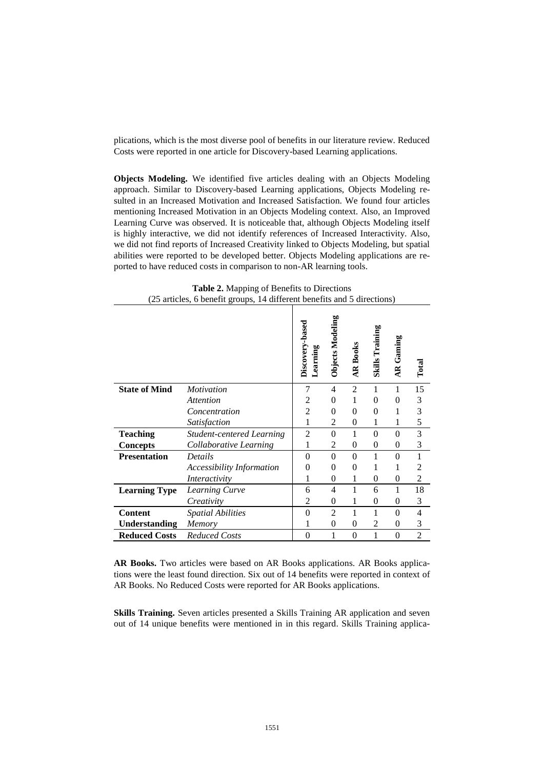plications, which is the most diverse pool of benefits in our literature review. Reduced Costs were reported in one article for Discovery-based Learning applications.

**Objects Modeling.** We identified five articles dealing with an Objects Modeling approach. Similar to Discovery-based Learning applications, Objects Modeling resulted in an Increased Motivation and Increased Satisfaction. We found four articles mentioning Increased Motivation in an Objects Modeling context. Also, an Improved Learning Curve was observed. It is noticeable that, although Objects Modeling itself is highly interactive, we did not identify references of Increased Interactivity. Also, we did not find reports of Increased Creativity linked to Objects Modeling, but spatial abilities were reported to be developed better. Objects Modeling applications are reported to have reduced costs in comparison to non-AR learning tools.

**Table 2.** Mapping of Benefits to Directions
(25 articles, 6 benefit groups, 14 different benefits and 5 directions)

| | | Discovery-based Learning | Objects Modeling | AR Books | Skills Training | AR Gaming | Total |
|---|---|---|---|---|---|---|---|
| **State of Mind** | *Motivation* | 7 | 4 | 2 | 1 | 1 | 15 |
| | *Attention* | 2 | 0 | 1 | 0 | 0 | 3 |
| | *Concentration* | 2 | 0 | 0 | 0 | 1 | 3 |
| | *Satisfaction* | 1 | 2 | 0 | 1 | 1 | 5 |
| **Teaching Concepts** | *Student-centered Learning* | 2 | 0 | 1 | 0 | 0 | 3 |
| | *Collaborative Learning* | 1 | 2 | 0 | 0 | 0 | 3 |
| **Presentation** | *Details* | 0 | 0 | 0 | 1 | 0 | 1 |
| | *Accessibility Information* | 0 | 0 | 0 | 1 | 1 | 2 |
| | *Interactivity* | 1 | 0 | 1 | 0 | 0 | 2 |
| **Learning Type** | *Learning Curve* | 6 | 4 | 1 | 6 | 1 | 18 |
| | *Creativity* | 2 | 0 | 1 | 0 | 0 | 3 |
| **Content Understanding** | *Spatial Abilities* | 0 | 2 | 1 | 1 | 0 | 4 |
| | *Memory* | 1 | 0 | 0 | 2 | 0 | 3 |
| **Reduced Costs** | *Reduced Costs* | 0 | 1 | 0 | 1 | 0 | 2 |

**AR Books.** Two articles were based on AR Books applications. AR Books applications were the least found direction. Six out of 14 benefits were reported in context of AR Books. No Reduced Costs were reported for AR Books applications.

**Skills Training.** Seven articles presented a Skills Training AR application and seven out of 14 unique benefits were mentioned in in this regard. Skills Training applica-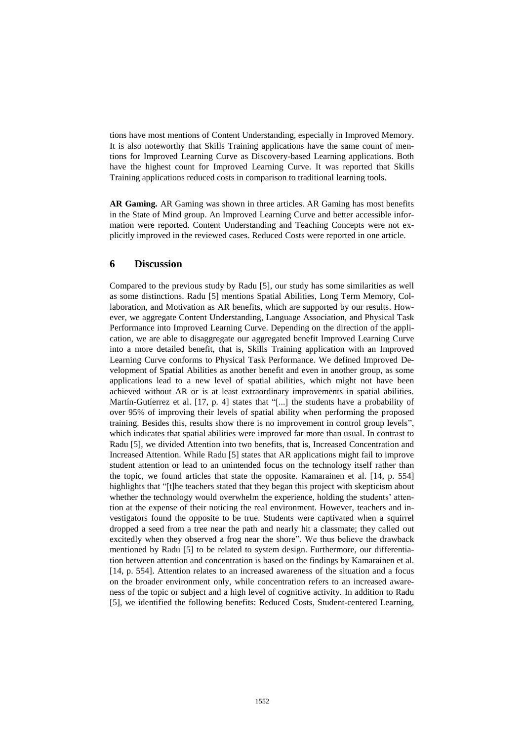tions have most mentions of Content Understanding, especially in Improved Memory. It is also noteworthy that Skills Training applications have the same count of mentions for Improved Learning Curve as Discovery-based Learning applications. Both have the highest count for Improved Learning Curve. It was reported that Skills Training applications reduced costs in comparison to traditional learning tools.

**AR Gaming.** AR Gaming was shown in three articles. AR Gaming has most benefits in the State of Mind group. An Improved Learning Curve and better accessible information were reported. Content Understanding and Teaching Concepts were not explicitly improved in the reviewed cases. Reduced Costs were reported in one article.

## 6 Discussion

Compared to the previous study by Radu [5], our study has some similarities as well as some distinctions. Radu [5] mentions Spatial Abilities, Long Term Memory, Collaboration, and Motivation as AR benefits, which are supported by our results. However, we aggregate Content Understanding, Language Association, and Physical Task Performance into Improved Learning Curve. Depending on the direction of the application, we are able to disaggregate our aggregated benefit Improved Learning Curve into a more detailed benefit, that is, Skills Training application with an Improved Learning Curve conforms to Physical Task Performance. We defined Improved Development of Spatial Abilities as another benefit and even in another group, as some applications lead to a new level of spatial abilities, which might not have been achieved without AR or is at least extraordinary improvements in spatial abilities. Martín-Gutíerrez et al. [17, p. 4] states that "[...] the students have a probability of over 95% of improving their levels of spatial ability when performing the proposed training. Besides this, results show there is no improvement in control group levels", which indicates that spatial abilities were improved far more than usual. In contrast to Radu [5], we divided Attention into two benefits, that is, Increased Concentration and Increased Attention. While Radu [5] states that AR applications might fail to improve student attention or lead to an unintended focus on the technology itself rather than the topic, we found articles that state the opposite. Kamarainen et al. [14, p. 554] highlights that "[t]he teachers stated that they began this project with skepticism about whether the technology would overwhelm the experience, holding the students' attention at the expense of their noticing the real environment. However, teachers and investigators found the opposite to be true. Students were captivated when a squirrel dropped a seed from a tree near the path and nearly hit a classmate; they called out excitedly when they observed a frog near the shore". We thus believe the drawback mentioned by Radu [5] to be related to system design. Furthermore, our differentiation between attention and concentration is based on the findings by Kamarainen et al. [14, p. 554]. Attention relates to an increased awareness of the situation and a focus on the broader environment only, while concentration refers to an increased awareness of the topic or subject and a high level of cognitive activity. In addition to Radu [5], we identified the following benefits: Reduced Costs, Student-centered Learning,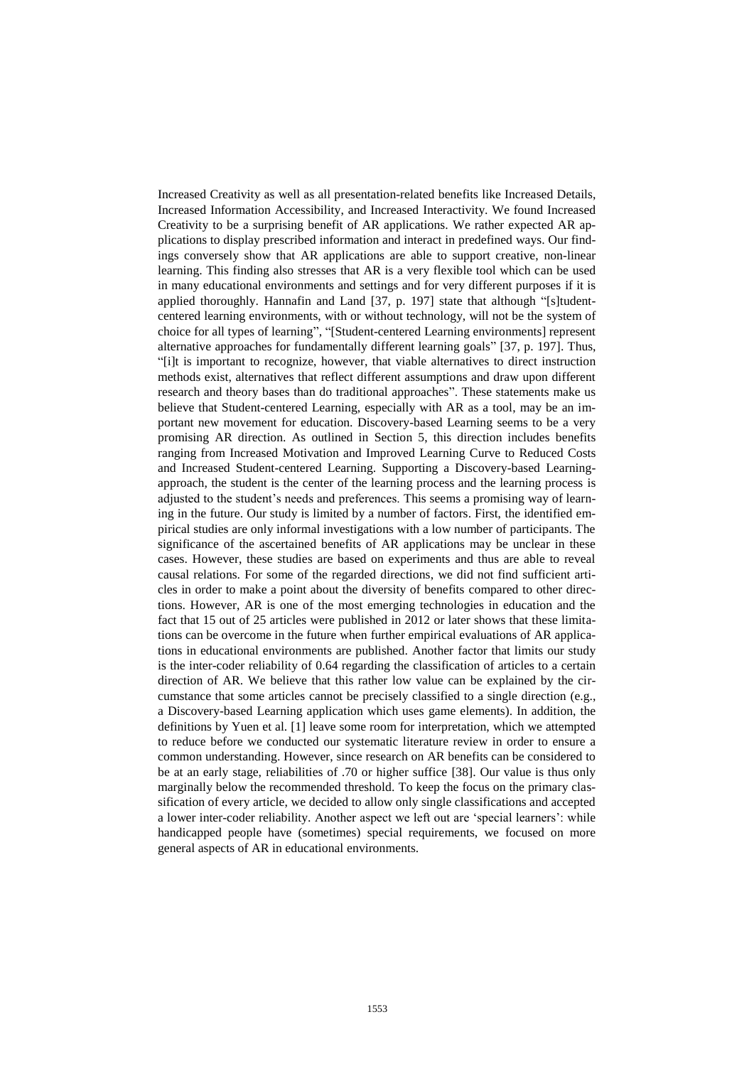Increased Creativity as well as all presentation-related benefits like Increased Details, Increased Information Accessibility, and Increased Interactivity. We found Increased Creativity to be a surprising benefit of AR applications. We rather expected AR applications to display prescribed information and interact in predefined ways. Our findings conversely show that AR applications are able to support creative, non-linear learning. This finding also stresses that AR is a very flexible tool which can be used in many educational environments and settings and for very different purposes if it is applied thoroughly. Hannafin and Land [37, p. 197] state that although "[s]tudent-centered learning environments, with or without technology, will not be the system of choice for all types of learning", "[Student-centered Learning environments] represent alternative approaches for fundamentally different learning goals" [37, p. 197]. Thus, "[i]t is important to recognize, however, that viable alternatives to direct instruction methods exist, alternatives that reflect different assumptions and draw upon different research and theory bases than do traditional approaches". These statements make us believe that Student-centered Learning, especially with AR as a tool, may be an important new movement for education. Discovery-based Learning seems to be a very promising AR direction. As outlined in Section 5, this direction includes benefits ranging from Increased Motivation and Improved Learning Curve to Reduced Costs and Increased Student-centered Learning. Supporting a Discovery-based Learning-approach, the student is the center of the learning process and the learning process is adjusted to the student's needs and preferences. This seems a promising way of learning in the future. Our study is limited by a number of factors. First, the identified empirical studies are only informal investigations with a low number of participants. The significance of the ascertained benefits of AR applications may be unclear in these cases. However, these studies are based on experiments and thus are able to reveal causal relations. For some of the regarded directions, we did not find sufficient articles in order to make a point about the diversity of benefits compared to other directions. However, AR is one of the most emerging technologies in education and the fact that 15 out of 25 articles were published in 2012 or later shows that these limitations can be overcome in the future when further empirical evaluations of AR applications in educational environments are published. Another factor that limits our study is the inter-coder reliability of 0.64 regarding the classification of articles to a certain direction of AR. We believe that this rather low value can be explained by the circumstance that some articles cannot be precisely classified to a single direction (e.g., a Discovery-based Learning application which uses game elements). In addition, the definitions by Yuen et al. [1] leave some room for interpretation, which we attempted to reduce before we conducted our systematic literature review in order to ensure a common understanding. However, since research on AR benefits can be considered to be at an early stage, reliabilities of .70 or higher suffice [38]. Our value is thus only marginally below the recommended threshold. To keep the focus on the primary classification of every article, we decided to allow only single classifications and accepted a lower inter-coder reliability. Another aspect we left out are 'special learners': while handicapped people have (sometimes) special requirements, we focused on more general aspects of AR in educational environments.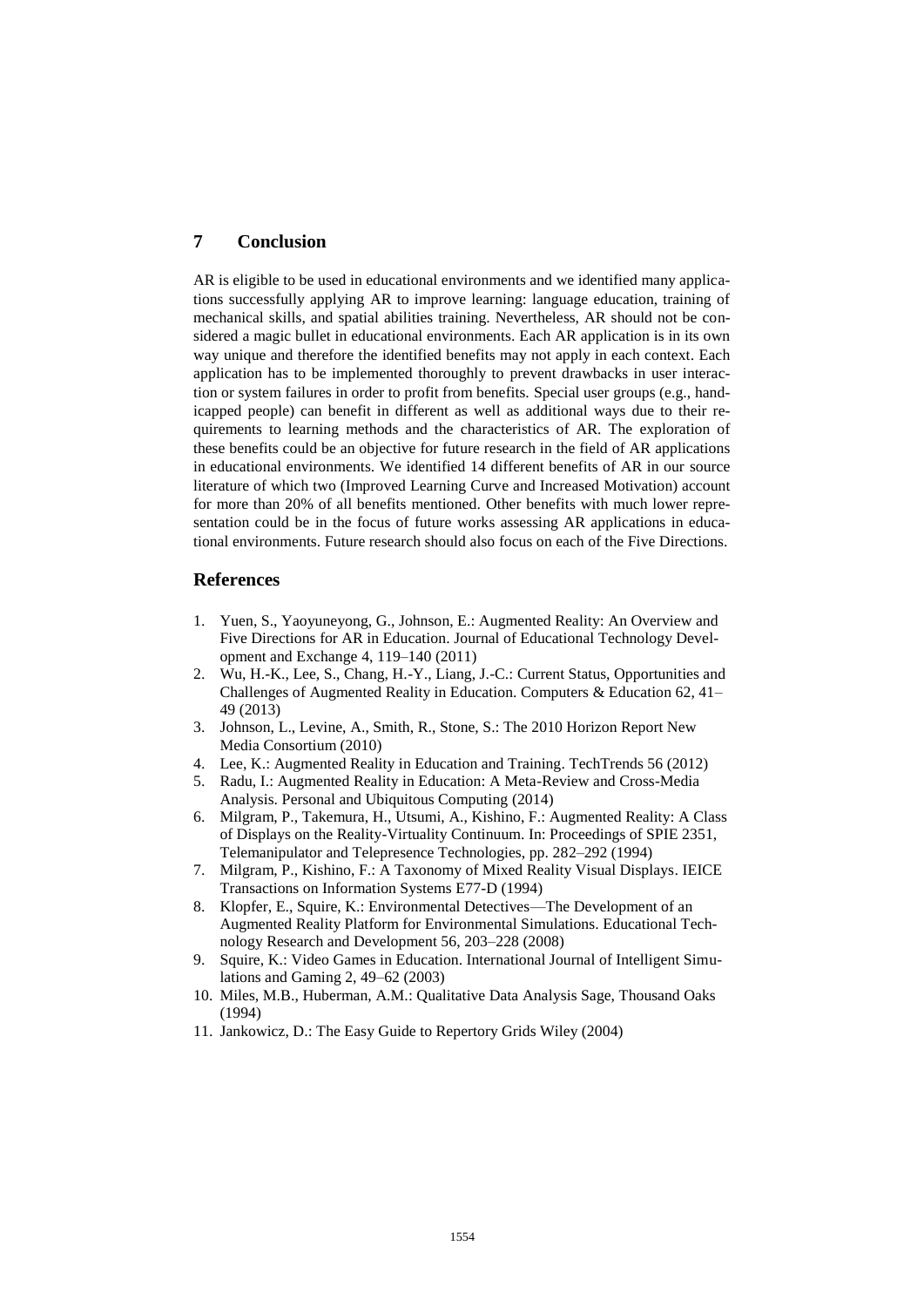## 7 Conclusion

AR is eligible to be used in educational environments and we identified many applications successfully applying AR to improve learning: language education, training of mechanical skills, and spatial abilities training. Nevertheless, AR should not be considered a magic bullet in educational environments. Each AR application is in its own way unique and therefore the identified benefits may not apply in each context. Each application has to be implemented thoroughly to prevent drawbacks in user interaction or system failures in order to profit from benefits. Special user groups (e.g., handicapped people) can benefit in different as well as additional ways due to their requirements to learning methods and the characteristics of AR. The exploration of these benefits could be an objective for future research in the field of AR applications in educational environments. We identified 14 different benefits of AR in our source literature of which two (Improved Learning Curve and Increased Motivation) account for more than 20% of all benefits mentioned. Other benefits with much lower representation could be in the focus of future works assessing AR applications in educational environments. Future research should also focus on each of the Five Directions.

## References

1. Yuen, S., Yaoyuneyong, G., Johnson, E.: Augmented Reality: An Overview and Five Directions for AR in Education. Journal of Educational Technology Development and Exchange 4, 119–140 (2011)
2. Wu, H.-K., Lee, S., Chang, H.-Y., Liang, J.-C.: Current Status, Opportunities and Challenges of Augmented Reality in Education. Computers & Education 62, 41–49 (2013)
3. Johnson, L., Levine, A., Smith, R., Stone, S.: The 2010 Horizon Report New Media Consortium (2010)
4. Lee, K.: Augmented Reality in Education and Training. TechTrends 56 (2012)
5. Radu, I.: Augmented Reality in Education: A Meta-Review and Cross-Media Analysis. Personal and Ubiquitous Computing (2014)
6. Milgram, P., Takemura, H., Utsumi, A., Kishino, F.: Augmented Reality: A Class of Displays on the Reality-Virtuality Continuum. In: Proceedings of SPIE 2351, Telemanipulator and Telepresence Technologies, pp. 282–292 (1994)
7. Milgram, P., Kishino, F.: A Taxonomy of Mixed Reality Visual Displays. IEICE Transactions on Information Systems E77-D (1994)
8. Klopfer, E., Squire, K.: Environmental Detectives—The Development of an Augmented Reality Platform for Environmental Simulations. Educational Technology Research and Development 56, 203–228 (2008)
9. Squire, K.: Video Games in Education. International Journal of Intelligent Simulations and Gaming 2, 49–62 (2003)
10. Miles, M.B., Huberman, A.M.: Qualitative Data Analysis Sage, Thousand Oaks (1994)
11. Jankowicz, D.: The Easy Guide to Repertory Grids Wiley (2004)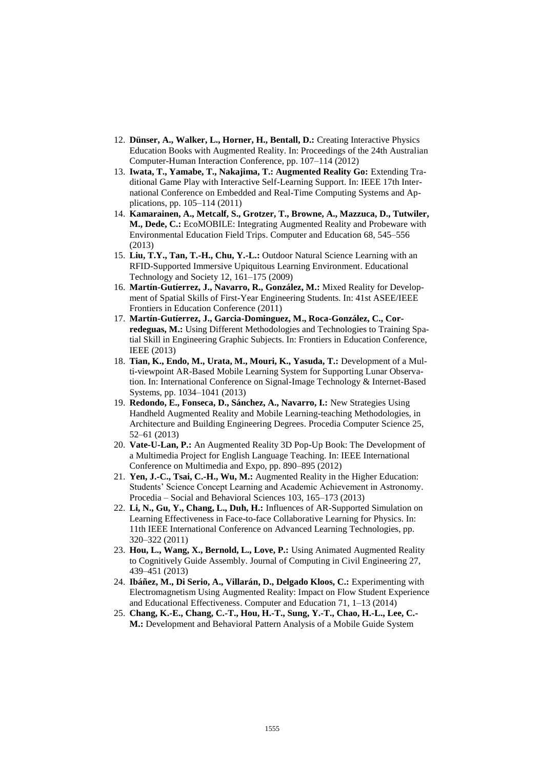12. **Dünser, A., Walker, L., Horner, H., Bentall, D.:** Creating Interactive Physics Education Books with Augmented Reality. In: Proceedings of the 24th Australian Computer-Human Interaction Conference, pp. 107–114 (2012)
13. **Iwata, T., Yamabe, T., Nakajima, T.: Augmented Reality Go:** Extending Traditional Game Play with Interactive Self-Learning Support. In: IEEE 17th International Conference on Embedded and Real-Time Computing Systems and Applications, pp. 105–114 (2011)
14. **Kamarainen, A., Metcalf, S., Grotzer, T., Browne, A., Mazzuca, D., Tutwiler, M., Dede, C.:** EcoMOBILE: Integrating Augmented Reality and Probeware with Environmental Education Field Trips. Computer and Education 68, 545–556 (2013)
15. **Liu, T.Y., Tan, T.-H., Chu, Y.-L.:** Outdoor Natural Science Learning with an RFID-Supported Immersive Upiquitous Learning Environment. Educational Technology and Society 12, 161–175 (2009)
16. **Martín-Gutíerrez, J., Navarro, R., González, M.:** Mixed Reality for Development of Spatial Skills of First-Year Engineering Students. In: 41st ASEE/IEEE Frontiers in Education Conference (2011)
17. **Martín-Gutíerrez, J., Garcia-Dominguez, M., Roca-González, C., Corredeguas, M.:** Using Different Methodologies and Technologies to Training Spatial Skill in Engineering Graphic Subjects. In: Frontiers in Education Conference, IEEE (2013)
18. **Tian, K., Endo, M., Urata, M., Mouri, K., Yasuda, T.:** Development of a Multi-viewpoint AR-Based Mobile Learning System for Supporting Lunar Observation. In: International Conference on Signal-Image Technology & Internet-Based Systems, pp. 1034–1041 (2013)
19. **Redondo, E., Fonseca, D., Sánchez, A., Navarro, I.:** New Strategies Using Handheld Augmented Reality and Mobile Learning-teaching Methodologies, in Architecture and Building Engineering Degrees. Procedia Computer Science 25, 52–61 (2013)
20. **Vate-U-Lan, P.:** An Augmented Reality 3D Pop-Up Book: The Development of a Multimedia Project for English Language Teaching. In: IEEE International Conference on Multimedia and Expo, pp. 890–895 (2012)
21. **Yen, J.-C., Tsai, C.-H., Wu, M.:** Augmented Reality in the Higher Education: Students' Science Concept Learning and Academic Achievement in Astronomy. Procedia – Social and Behavioral Sciences 103, 165–173 (2013)
22. **Li, N., Gu, Y., Chang, L., Duh, H.:** Influences of AR-Supported Simulation on Learning Effectiveness in Face-to-face Collaborative Learning for Physics. In: 11th IEEE International Conference on Advanced Learning Technologies, pp. 320–322 (2011)
23. **Hou, L., Wang, X., Bernold, L., Love, P.:** Using Animated Augmented Reality to Cognitively Guide Assembly. Journal of Computing in Civil Engineering 27, 439–451 (2013)
24. **Ibáñez, M., Di Serio, A., Villarán, D., Delgado Kloos, C.:** Experimenting with Electromagnetism Using Augmented Reality: Impact on Flow Student Experience and Educational Effectiveness. Computer and Education 71, 1–13 (2014)
25. **Chang, K.-E., Chang, C.-T., Hou, H.-T., Sung, Y.-T., Chao, H.-L., Lee, C.-M.:** Development and Behavioral Pattern Analysis of a Mobile Guide System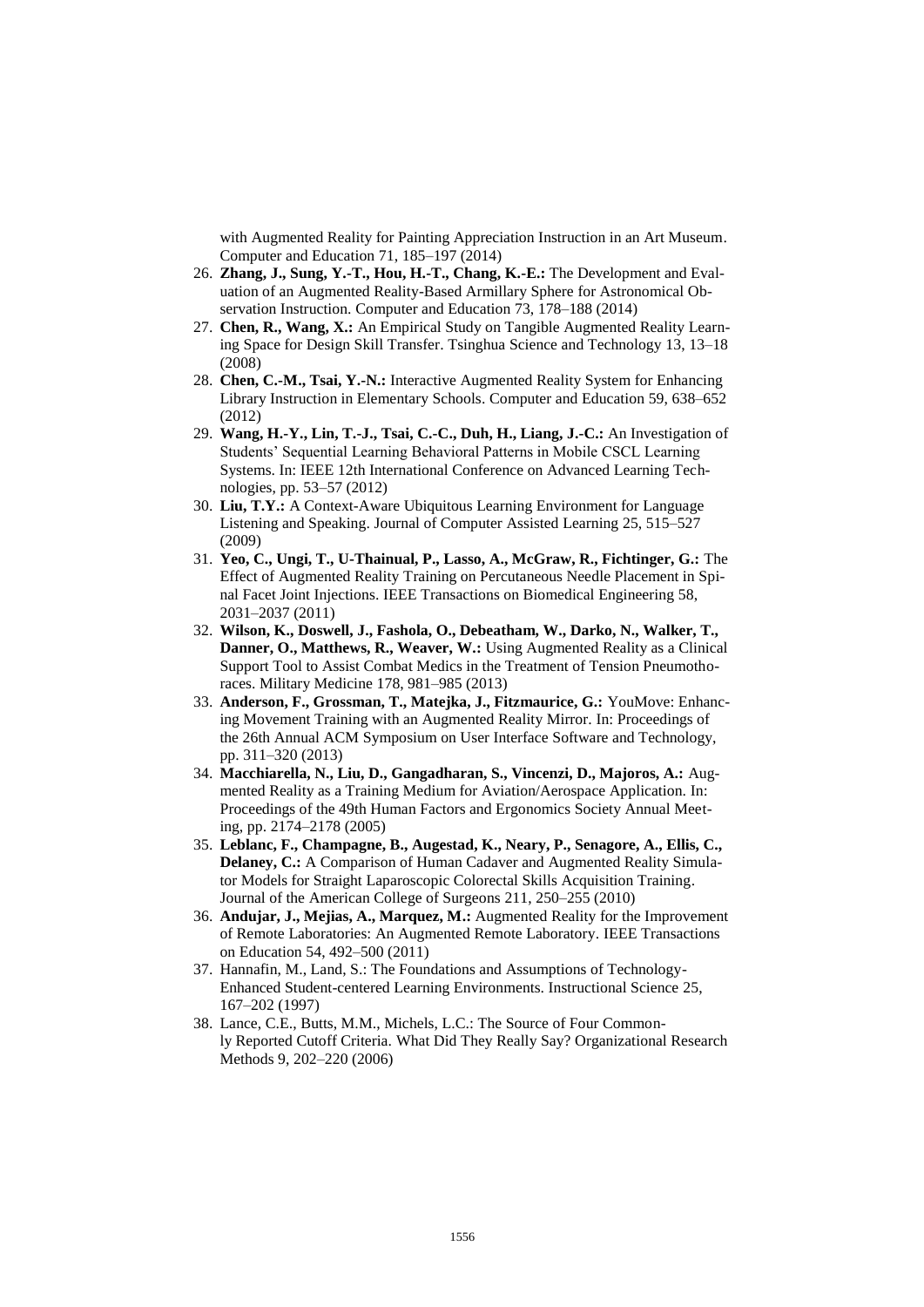with Augmented Reality for Painting Appreciation Instruction in an Art Museum. Computer and Education 71, 185–197 (2014)

26. **Zhang, J., Sung, Y.-T., Hou, H.-T., Chang, K.-E.:** The Development and Evaluation of an Augmented Reality-Based Armillary Sphere for Astronomical Observation Instruction. Computer and Education 73, 178–188 (2014)
27. **Chen, R., Wang, X.:** An Empirical Study on Tangible Augmented Reality Learning Space for Design Skill Transfer. Tsinghua Science and Technology 13, 13–18 (2008)
28. **Chen, C.-M., Tsai, Y.-N.:** Interactive Augmented Reality System for Enhancing Library Instruction in Elementary Schools. Computer and Education 59, 638–652 (2012)
29. **Wang, H.-Y., Lin, T.-J., Tsai, C.-C., Duh, H., Liang, J.-C.:** An Investigation of Students' Sequential Learning Behavioral Patterns in Mobile CSCL Learning Systems. In: IEEE 12th International Conference on Advanced Learning Technologies, pp. 53–57 (2012)
30. **Liu, T.Y.:** A Context-Aware Ubiquitous Learning Environment for Language Listening and Speaking. Journal of Computer Assisted Learning 25, 515–527 (2009)
31. **Yeo, C., Ungi, T., U-Thainual, P., Lasso, A., McGraw, R., Fichtinger, G.:** The Effect of Augmented Reality Training on Percutaneous Needle Placement in Spinal Facet Joint Injections. IEEE Transactions on Biomedical Engineering 58, 2031–2037 (2011)
32. **Wilson, K., Doswell, J., Fashola, O., Debeatham, W., Darko, N., Walker, T., Danner, O., Matthews, R., Weaver, W.:** Using Augmented Reality as a Clinical Support Tool to Assist Combat Medics in the Treatment of Tension Pneumothoraces. Military Medicine 178, 981–985 (2013)
33. **Anderson, F., Grossman, T., Matejka, J., Fitzmaurice, G.:** YouMove: Enhancing Movement Training with an Augmented Reality Mirror. In: Proceedings of the 26th Annual ACM Symposium on User Interface Software and Technology, pp. 311–320 (2013)
34. **Macchiarella, N., Liu, D., Gangadharan, S., Vincenzi, D., Majoros, A.:** Augmented Reality as a Training Medium for Aviation/Aerospace Application. In: Proceedings of the 49th Human Factors and Ergonomics Society Annual Meeting, pp. 2174–2178 (2005)
35. **Leblanc, F., Champagne, B., Augestad, K., Neary, P., Senagore, A., Ellis, C., Delaney, C.:** A Comparison of Human Cadaver and Augmented Reality Simulator Models for Straight Laparoscopic Colorectal Skills Acquisition Training. Journal of the American College of Surgeons 211, 250–255 (2010)
36. **Andujar, J., Mejias, A., Marquez, M.:** Augmented Reality for the Improvement of Remote Laboratories: An Augmented Remote Laboratory. IEEE Transactions on Education 54, 492–500 (2011)
37. Hannafin, M., Land, S.: The Foundations and Assumptions of Technology-Enhanced Student-centered Learning Environments. Instructional Science 25, 167–202 (1997)
38. Lance, C.E., Butts, M.M., Michels, L.C.: The Source of Four Commonly Reported Cutoff Criteria. What Did They Really Say? Organizational Research Methods 9, 202–220 (2006)